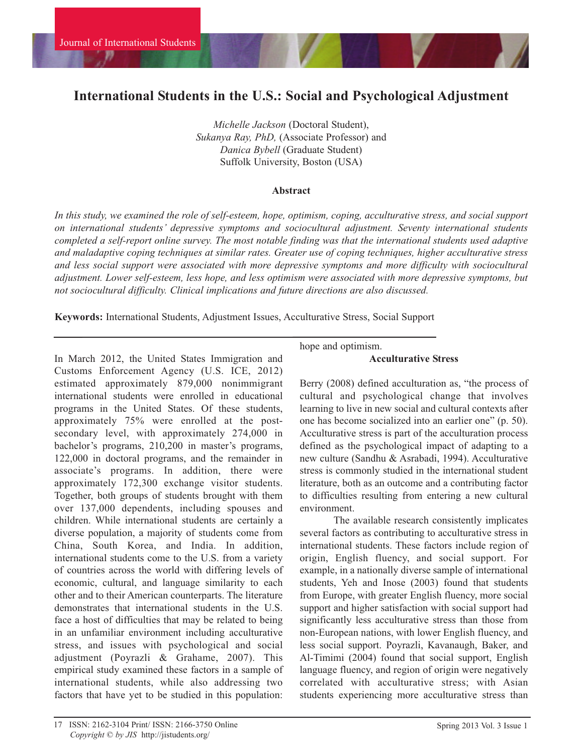# International Students in the U.S.: Social and Psychological Adjustment

*Michelle Jackson* (Doctoral Student),
*Sukanya Ray, PhD,* (Associate Professor) and
*Danica Bybell* (Graduate Student)
Suffolk University, Boston (USA)

### Abstract

*In this study, we examined the role of self-esteem, hope, optimism, coping, acculturative stress, and social support on international students' depressive symptoms and sociocultural adjustment. Seventy international students completed a self-report online survey. The most notable finding was that the international students used adaptive and maladaptive coping techniques at similar rates. Greater use of coping techniques, higher acculturative stress and less social support were associated with more depressive symptoms and more difficulty with sociocultural adjustment. Lower self-esteem, less hope, and less optimism were associated with more depressive symptoms, but not sociocultural difficulty. Clinical implications and future directions are also discussed.*

**Keywords:** International Students, Adjustment Issues, Acculturative Stress, Social Support

In March 2012, the United States Immigration and Customs Enforcement Agency (U.S. ICE, 2012) estimated approximately 879,000 nonimmigrant international students were enrolled in educational programs in the United States. Of these students, approximately 75% were enrolled at the post-secondary level, with approximately 274,000 in bachelor's programs, 210,200 in master's programs, 122,000 in doctoral programs, and the remainder in associate's programs. In addition, there were approximately 172,300 exchange visitor students. Together, both groups of students brought with them over 137,000 dependents, including spouses and children. While international students are certainly a diverse population, a majority of students come from China, South Korea, and India. In addition, international students come to the U.S. from a variety of countries across the world with differing levels of economic, cultural, and language similarity to each other and to their American counterparts. The literature demonstrates that international students in the U.S. face a host of difficulties that may be related to being in an unfamiliar environment including acculturative stress, and issues with psychological and social adjustment (Poyrazli & Grahame, 2007). This empirical study examined these factors in a sample of international students, while also addressing two factors that have yet to be studied in this population: hope and optimism.

### Acculturative Stress

Berry (2008) defined acculturation as, "the process of cultural and psychological change that involves learning to live in new social and cultural contexts after one has become socialized into an earlier one" (p. 50). Acculturative stress is part of the acculturation process defined as the psychological impact of adapting to a new culture (Sandhu & Asrabadi, 1994). Acculturative stress is commonly studied in the international student literature, both as an outcome and a contributing factor to difficulties resulting from entering a new cultural environment.

The available research consistently implicates several factors as contributing to acculturative stress in international students. These factors include region of origin, English fluency, and social support. For example, in a nationally diverse sample of international students, Yeh and Inose (2003) found that students from Europe, with greater English fluency, more social support and higher satisfaction with social support had significantly less acculturative stress than those from non-European nations, with lower English fluency, and less social support. Poyrazli, Kavanaugh, Baker, and Al-Timimi (2004) found that social support, English language fluency, and region of origin were negatively correlated with acculturative stress; with Asian students experiencing more acculturative stress than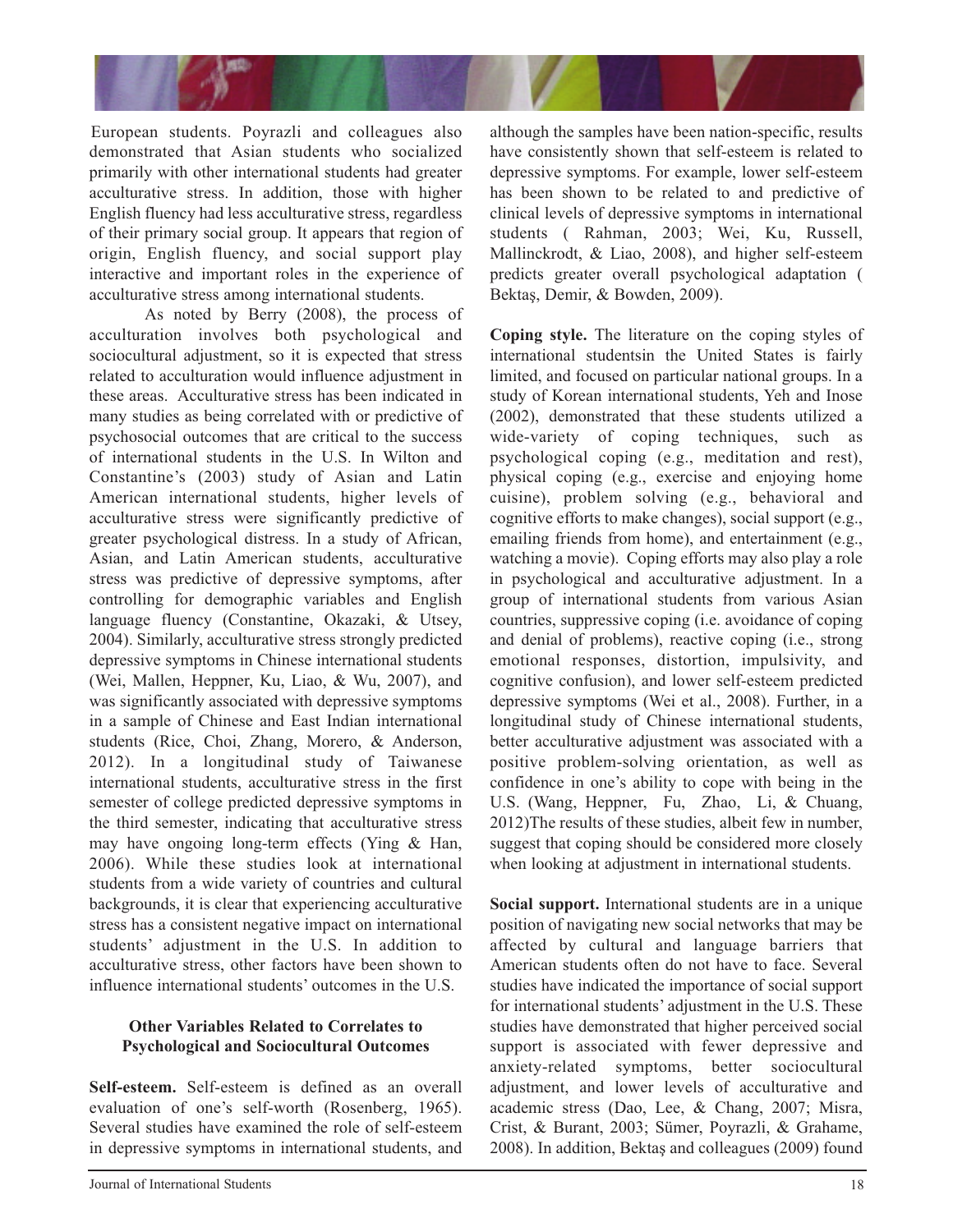European students. Poyrazli and colleagues also demonstrated that Asian students who socialized primarily with other international students had greater acculturative stress. In addition, those with higher English fluency had less acculturative stress, regardless of their primary social group. It appears that region of origin, English fluency, and social support play interactive and important roles in the experience of acculturative stress among international students.

As noted by Berry (2008), the process of acculturation involves both psychological and sociocultural adjustment, so it is expected that stress related to acculturation would influence adjustment in these areas. Acculturative stress has been indicated in many studies as being correlated with or predictive of psychosocial outcomes that are critical to the success of international students in the U.S. In Wilton and Constantine's (2003) study of Asian and Latin American international students, higher levels of acculturative stress were significantly predictive of greater psychological distress. In a study of African, Asian, and Latin American students, acculturative stress was predictive of depressive symptoms, after controlling for demographic variables and English language fluency (Constantine, Okazaki, & Utsey, 2004). Similarly, acculturative stress strongly predicted depressive symptoms in Chinese international students (Wei, Mallen, Heppner, Ku, Liao, & Wu, 2007), and was significantly associated with depressive symptoms in a sample of Chinese and East Indian international students (Rice, Choi, Zhang, Morero, & Anderson, 2012). In a longitudinal study of Taiwanese international students, acculturative stress in the first semester of college predicted depressive symptoms in the third semester, indicating that acculturative stress may have ongoing long-term effects (Ying & Han, 2006). While these studies look at international students from a wide variety of countries and cultural backgrounds, it is clear that experiencing acculturative stress has a consistent negative impact on international students' adjustment in the U.S. In addition to acculturative stress, other factors have been shown to influence international students' outcomes in the U.S.

### Other Variables Related to Correlates to Psychological and Sociocultural Outcomes

**Self-esteem.** Self-esteem is defined as an overall evaluation of one's self-worth (Rosenberg, 1965). Several studies have examined the role of self-esteem in depressive symptoms in international students, and although the samples have been nation-specific, results have consistently shown that self-esteem is related to depressive symptoms. For example, lower self-esteem has been shown to be related to and predictive of clinical levels of depressive symptoms in international students ( Rahman, 2003; Wei, Ku, Russell, Mallinckrodt, & Liao, 2008), and higher self-esteem predicts greater overall psychological adaptation ( Bektaş, Demir, & Bowden, 2009).

**Coping style.** The literature on the coping styles of international studentsin the United States is fairly limited, and focused on particular national groups. In a study of Korean international students, Yeh and Inose (2002), demonstrated that these students utilized a wide-variety of coping techniques, such as psychological coping (e.g., meditation and rest), physical coping (e.g., exercise and enjoying home cuisine), problem solving (e.g., behavioral and cognitive efforts to make changes), social support (e.g., emailing friends from home), and entertainment (e.g., watching a movie). Coping efforts may also play a role in psychological and acculturative adjustment. In a group of international students from various Asian countries, suppressive coping (i.e. avoidance of coping and denial of problems), reactive coping (i.e., strong emotional responses, distortion, impulsivity, and cognitive confusion), and lower self-esteem predicted depressive symptoms (Wei et al., 2008). Further, in a longitudinal study of Chinese international students, better acculturative adjustment was associated with a positive problem-solving orientation, as well as confidence in one's ability to cope with being in the U.S. (Wang, Heppner, Fu, Zhao, Li, & Chuang, 2012)The results of these studies, albeit few in number, suggest that coping should be considered more closely when looking at adjustment in international students.

**Social support.** International students are in a unique position of navigating new social networks that may be affected by cultural and language barriers that American students often do not have to face. Several studies have indicated the importance of social support for international students' adjustment in the U.S. These studies have demonstrated that higher perceived social support is associated with fewer depressive and anxiety-related symptoms, better sociocultural adjustment, and lower levels of acculturative and academic stress (Dao, Lee, & Chang, 2007; Misra, Crist, & Burant, 2003; Sümer, Poyrazli, & Grahame, 2008). In addition, Bektaş and colleagues (2009) found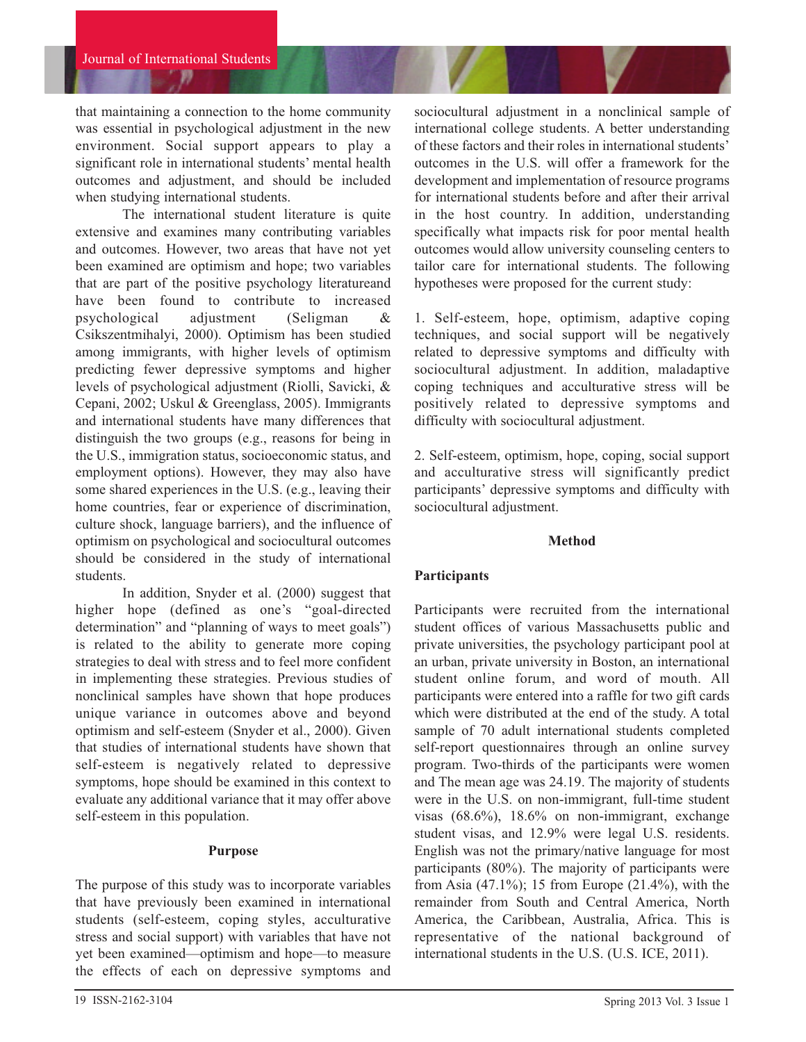that maintaining a connection to the home community was essential in psychological adjustment in the new environment. Social support appears to play a significant role in international students' mental health outcomes and adjustment, and should be included when studying international students.

The international student literature is quite extensive and examines many contributing variables and outcomes. However, two areas that have not yet been examined are optimism and hope; two variables that are part of the positive psychology literatureand have been found to contribute to increased psychological adjustment (Seligman & Csikszentmihalyi, 2000). Optimism has been studied among immigrants, with higher levels of optimism predicting fewer depressive symptoms and higher levels of psychological adjustment (Riolli, Savicki, & Cepani, 2002; Uskul & Greenglass, 2005). Immigrants and international students have many differences that distinguish the two groups (e.g., reasons for being in the U.S., immigration status, socioeconomic status, and employment options). However, they may also have some shared experiences in the U.S. (e.g., leaving their home countries, fear or experience of discrimination, culture shock, language barriers), and the influence of optimism on psychological and sociocultural outcomes should be considered in the study of international students.

In addition, Snyder et al. (2000) suggest that higher hope (defined as one's "goal-directed determination" and "planning of ways to meet goals") is related to the ability to generate more coping strategies to deal with stress and to feel more confident in implementing these strategies. Previous studies of nonclinical samples have shown that hope produces unique variance in outcomes above and beyond optimism and self-esteem (Snyder et al., 2000). Given that studies of international students have shown that self-esteem is negatively related to depressive symptoms, hope should be examined in this context to evaluate any additional variance that it may offer above self-esteem in this population.

## Purpose

The purpose of this study was to incorporate variables that have previously been examined in international students (self-esteem, coping styles, acculturative stress and social support) with variables that have not yet been examined—optimism and hope—to measure the effects of each on depressive symptoms and sociocultural adjustment in a nonclinical sample of international college students. A better understanding of these factors and their roles in international students' outcomes in the U.S. will offer a framework for the development and implementation of resource programs for international students before and after their arrival in the host country. In addition, understanding specifically what impacts risk for poor mental health outcomes would allow university counseling centers to tailor care for international students. The following hypotheses were proposed for the current study:

1. Self-esteem, hope, optimism, adaptive coping techniques, and social support will be negatively related to depressive symptoms and difficulty with sociocultural adjustment. In addition, maladaptive coping techniques and acculturative stress will be positively related to depressive symptoms and difficulty with sociocultural adjustment.

2. Self-esteem, optimism, hope, coping, social support and acculturative stress will significantly predict participants' depressive symptoms and difficulty with sociocultural adjustment.

## Method

### Participants

Participants were recruited from the international student offices of various Massachusetts public and private universities, the psychology participant pool at an urban, private university in Boston, an international student online forum, and word of mouth. All participants were entered into a raffle for two gift cards which were distributed at the end of the study. A total sample of 70 adult international students completed self-report questionnaires through an online survey program. Two-thirds of the participants were women and The mean age was 24.19. The majority of students were in the U.S. on non-immigrant, full-time student visas (68.6%), 18.6% on non-immigrant, exchange student visas, and 12.9% were legal U.S. residents. English was not the primary/native language for most participants (80%). The majority of participants were from Asia (47.1%); 15 from Europe (21.4%), with the remainder from South and Central America, North America, the Caribbean, Australia, Africa. This is representative of the national background of international students in the U.S. (U.S. ICE, 2011).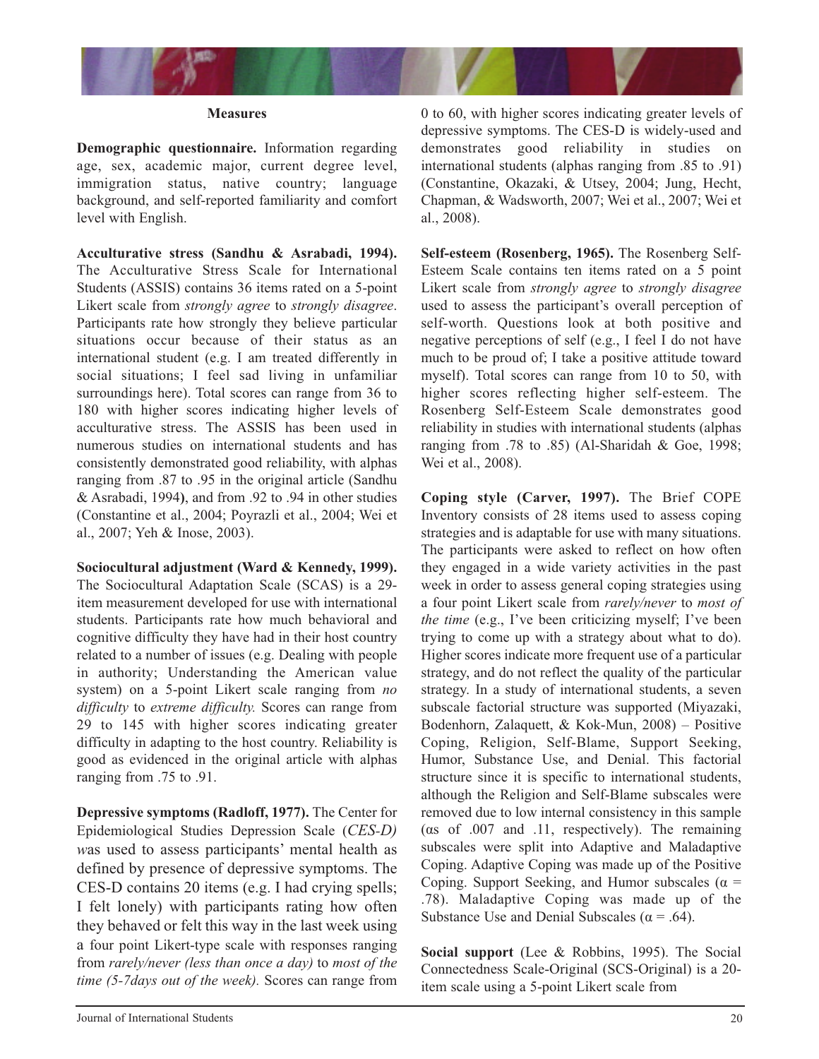### Measures

**Demographic questionnaire.** Information regarding age, sex, academic major, current degree level, immigration status, native country; language background, and self-reported familiarity and comfort level with English.

**Acculturative stress (Sandhu & Asrabadi, 1994).** The Acculturative Stress Scale for International Students (ASSIS) contains 36 items rated on a 5-point Likert scale from *strongly agree* to *strongly disagree*. Participants rate how strongly they believe particular situations occur because of their status as an international student (e.g. I am treated differently in social situations; I feel sad living in unfamiliar surroundings here). Total scores can range from 36 to 180 with higher scores indicating higher levels of acculturative stress. The ASSIS has been used in numerous studies on international students and has consistently demonstrated good reliability, with alphas ranging from .87 to .95 in the original article (Sandhu & Asrabadi, 1994), and from .92 to .94 in other studies (Constantine et al., 2004; Poyrazli et al., 2004; Wei et al., 2007; Yeh & Inose, 2003).

**Sociocultural adjustment (Ward & Kennedy, 1999).** The Sociocultural Adaptation Scale (SCAS) is a 29-item measurement developed for use with international students. Participants rate how much behavioral and cognitive difficulty they have had in their host country related to a number of issues (e.g. Dealing with people in authority; Understanding the American value system) on a 5-point Likert scale ranging from *no difficulty* to *extreme difficulty.* Scores can range from 29 to 145 with higher scores indicating greater difficulty in adapting to the host country. Reliability is good as evidenced in the original article with alphas ranging from .75 to .91.

**Depressive symptoms (Radloff, 1977).** The Center for Epidemiological Studies Depression Scale (*CES-D*) *w*as used to assess participants' mental health as defined by presence of depressive symptoms. The CES-D contains 20 items (e.g. I had crying spells; I felt lonely) with participants rating how often they behaved or felt this way in the last week using a four point Likert-type scale with responses ranging from *rarely/never (less than once a day)* to *most of the time (5-7days out of the week).* Scores can range from 0 to 60, with higher scores indicating greater levels of depressive symptoms. The CES-D is widely-used and demonstrates good reliability in studies on international students (alphas ranging from .85 to .91) (Constantine, Okazaki, & Utsey, 2004; Jung, Hecht, Chapman, & Wadsworth, 2007; Wei et al., 2007; Wei et al., 2008).

**Self-esteem (Rosenberg, 1965).** The Rosenberg Self-Esteem Scale contains ten items rated on a 5 point Likert scale from *strongly agree* to *strongly disagree* used to assess the participant's overall perception of self-worth. Questions look at both positive and negative perceptions of self (e.g., I feel I do not have much to be proud of; I take a positive attitude toward myself). Total scores can range from 10 to 50, with higher scores reflecting higher self-esteem. The Rosenberg Self-Esteem Scale demonstrates good reliability in studies with international students (alphas ranging from .78 to .85) (Al-Sharidah & Goe, 1998; Wei et al., 2008).

**Coping style (Carver, 1997).** The Brief COPE Inventory consists of 28 items used to assess coping strategies and is adaptable for use with many situations. The participants were asked to reflect on how often they engaged in a wide variety activities in the past week in order to assess general coping strategies using a four point Likert scale from *rarely/never* to *most of the time* (e.g., I've been criticizing myself; I've been trying to come up with a strategy about what to do). Higher scores indicate more frequent use of a particular strategy, and do not reflect the quality of the particular strategy. In a study of international students, a seven subscale factorial structure was supported (Miyazaki, Bodenhorn, Zalaquett, & Kok-Mun, 2008) – Positive Coping, Religion, Self-Blame, Support Seeking, Humor, Substance Use, and Denial. This factorial structure since it is specific to international students, although the Religion and Self-Blame subscales were removed due to low internal consistency in this sample (αs of .007 and .11, respectively). The remaining subscales were split into Adaptive and Maladaptive Coping. Adaptive Coping was made up of the Positive Coping. Support Seeking, and Humor subscales (α = .78). Maladaptive Coping was made up of the Substance Use and Denial Subscales (α = .64).

**Social support** (Lee & Robbins, 1995). The Social Connectedness Scale-Original (SCS-Original) is a 20-item scale using a 5-point Likert scale from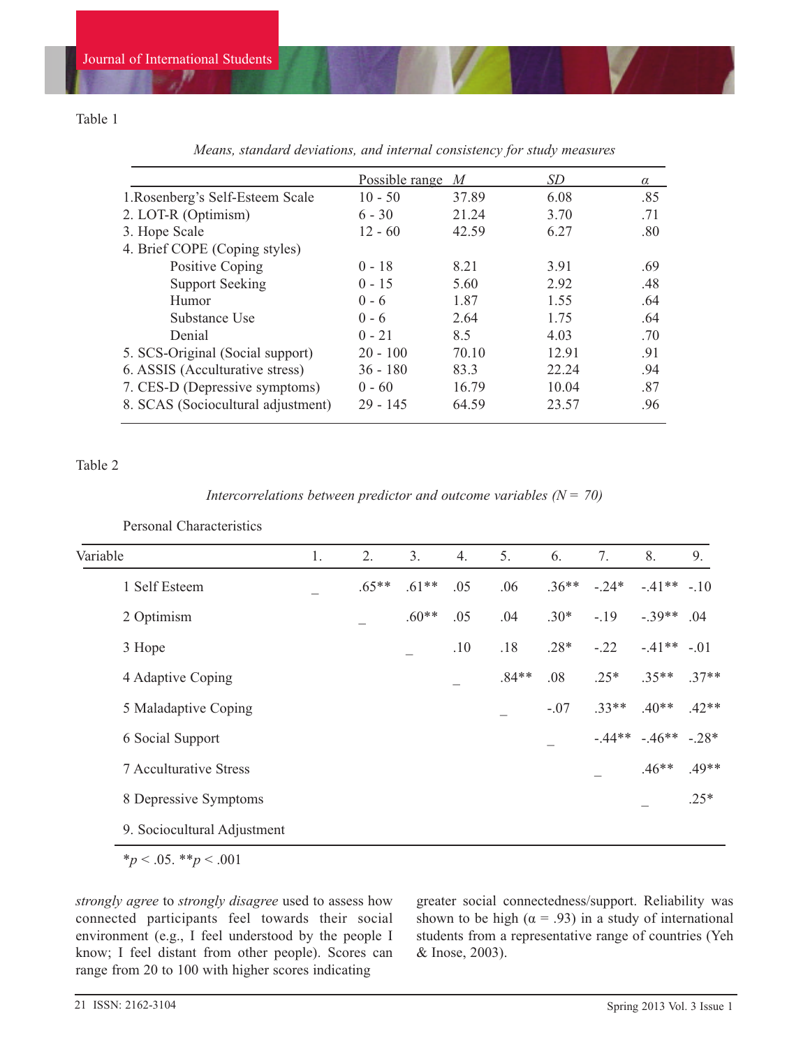Table 1

*Means, standard deviations, and internal consistency for study measures*

| | Possible range | *M* | *SD* | α |
|---|---|---|---|---|
| 1.Rosenberg's Self-Esteem Scale | 10 - 50 | 37.89 | 6.08 | .85 |
| 2. LOT-R (Optimism) | 6 - 30 | 21.24 | 3.70 | .71 |
| 3. Hope Scale | 12 - 60 | 42.59 | 6.27 | .80 |
| 4. Brief COPE (Coping styles) | | | | |
| Positive Coping | 0 - 18 | 8.21 | 3.91 | .69 |
| Support Seeking | 0 - 15 | 5.60 | 2.92 | .48 |
| Humor | 0 - 6 | 1.87 | 1.55 | .64 |
| Substance Use | 0 - 6 | 2.64 | 1.75 | .64 |
| Denial | 0 - 21 | 8.5 | 4.03 | .70 |
| 5. SCS-Original (Social support) | 20 - 100 | 70.10 | 12.91 | .91 |
| 6. ASSIS (Acculturative stress) | 36 - 180 | 83.3 | 22.24 | .94 |
| 7. CES-D (Depressive symptoms) | 0 - 60 | 16.79 | 10.04 | .87 |
| 8. SCAS (Sociocultural adjustment) | 29 - 145 | 64.59 | 23.57 | .96 |

Table 2

*Intercorrelations between predictor and outcome variables (N = 70)*

Personal Characteristics

| Variable | 1. | 2. | 3. | 4. | 5. | 6. | 7. | 8. | 9. |
|---|---|---|---|---|---|---|---|---|---|
| 1 Self Esteem | _ | .65** | .61** | .05 | .06 | .36** | -.24* | -.41** | -.10 |
| 2 Optimism | | _ | .60** | .05 | .04 | .30* | -.19 | -.39** | .04 |
| 3 Hope | | | _ | .10 | .18 | .28* | -.22 | -.41** | -.01 |
| 4 Adaptive Coping | | | | _ | .84** | .08 | .25* | .35** | .37** |
| 5 Maladaptive Coping | | | | | _ | -.07 | .33** | .40** | .42** |
| 6 Social Support | | | | | | _ | -.44** | -.46** | -.28* |
| 7 Acculturative Stress | | | | | | | _ | .46** | .49** |
| 8 Depressive Symptoms | | | | | | | | _ | .25* |
| 9. Sociocultural Adjustment | | | | | | | | | |

*$p < .05$. **$p < .001$

*strongly agree* to *strongly disagree* used to assess how connected participants feel towards their social environment (e.g., I feel understood by the people I know; I feel distant from other people). Scores can range from 20 to 100 with higher scores indicating greater social connectedness/support. Reliability was shown to be high (α = .93) in a study of international students from a representative range of countries (Yeh & Inose, 2003).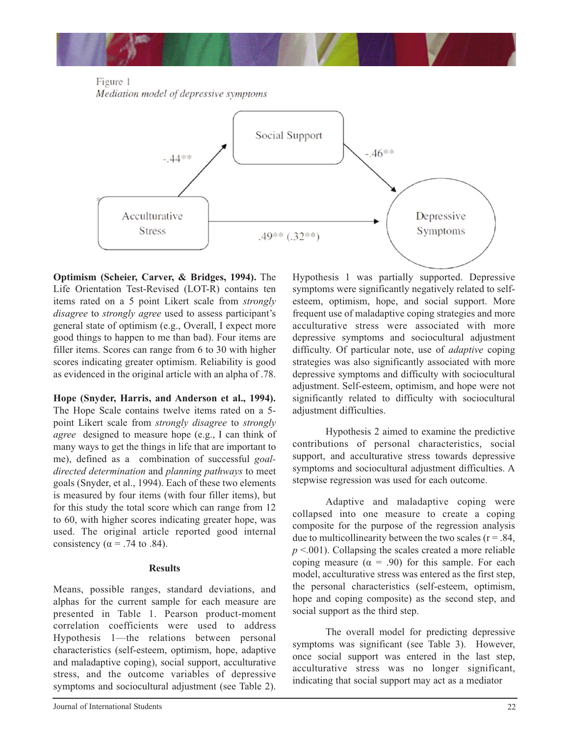Figure 1
*Mediation model of depressive symptoms*

Acculturative Stress → Social Support: -.44**
Social Support → Depressive Symptoms: -.46**
Acculturative Stress → Depressive Symptoms: .49** (.32**)

**Optimism (Scheier, Carver, & Bridges, 1994).** The Life Orientation Test-Revised (LOT-R) contains ten items rated on a 5 point Likert scale from *strongly disagree* to *strongly agree* used to assess participant's general state of optimism (e.g., Overall, I expect more good things to happen to me than bad). Four items are filler items. Scores can range from 6 to 30 with higher scores indicating greater optimism. Reliability is good as evidenced in the original article with an alpha of .78.

**Hope (Snyder, Harris, and Anderson et al., 1994).** The Hope Scale contains twelve items rated on a 5-point Likert scale from *strongly disagree* to *strongly agree* designed to measure hope (e.g., I can think of many ways to get the things in life that are important to me), defined as a combination of successful *goal-directed determination* and *planning pathways* to meet goals (Snyder, et al., 1994). Each of these two elements is measured by four items (with four filler items), but for this study the total score which can range from 12 to 60, with higher scores indicating greater hope, was used. The original article reported good internal consistency ($\alpha$ = .74 to .84).

### Results

Means, possible ranges, standard deviations, and alphas for the current sample for each measure are presented in Table 1. Pearson product-moment correlation coefficients were used to address Hypothesis 1—the relations between personal characteristics (self-esteem, optimism, hope, adaptive and maladaptive coping), social support, acculturative stress, and the outcome variables of depressive symptoms and sociocultural adjustment (see Table 2). Hypothesis 1 was partially supported. Depressive symptoms were significantly negatively related to self-esteem, optimism, hope, and social support. More frequent use of maladaptive coping strategies and more acculturative stress were associated with more depressive symptoms and sociocultural adjustment difficulty. Of particular note, use of *adaptive* coping strategies was also significantly associated with more depressive symptoms and difficulty with sociocultural adjustment. Self-esteem, optimism, and hope were not significantly related to difficulty with sociocultural adjustment difficulties.

Hypothesis 2 aimed to examine the predictive contributions of personal characteristics, social support, and acculturative stress towards depressive symptoms and sociocultural adjustment difficulties. A stepwise regression was used for each outcome.

Adaptive and maladaptive coping were collapsed into one measure to create a coping composite for the purpose of the regression analysis due to multicollinearity between the two scales ($r$ = .84, $p$ <.001). Collapsing the scales created a more reliable coping measure ($\alpha$ = .90) for this sample. For each model, acculturative stress was entered as the first step, the personal characteristics (self-esteem, optimism, hope and coping composite) as the second step, and social support as the third step.

The overall model for predicting depressive symptoms was significant (see Table 3). However, once social support was entered in the last step, acculturative stress was no longer significant, indicating that social support may act as a mediator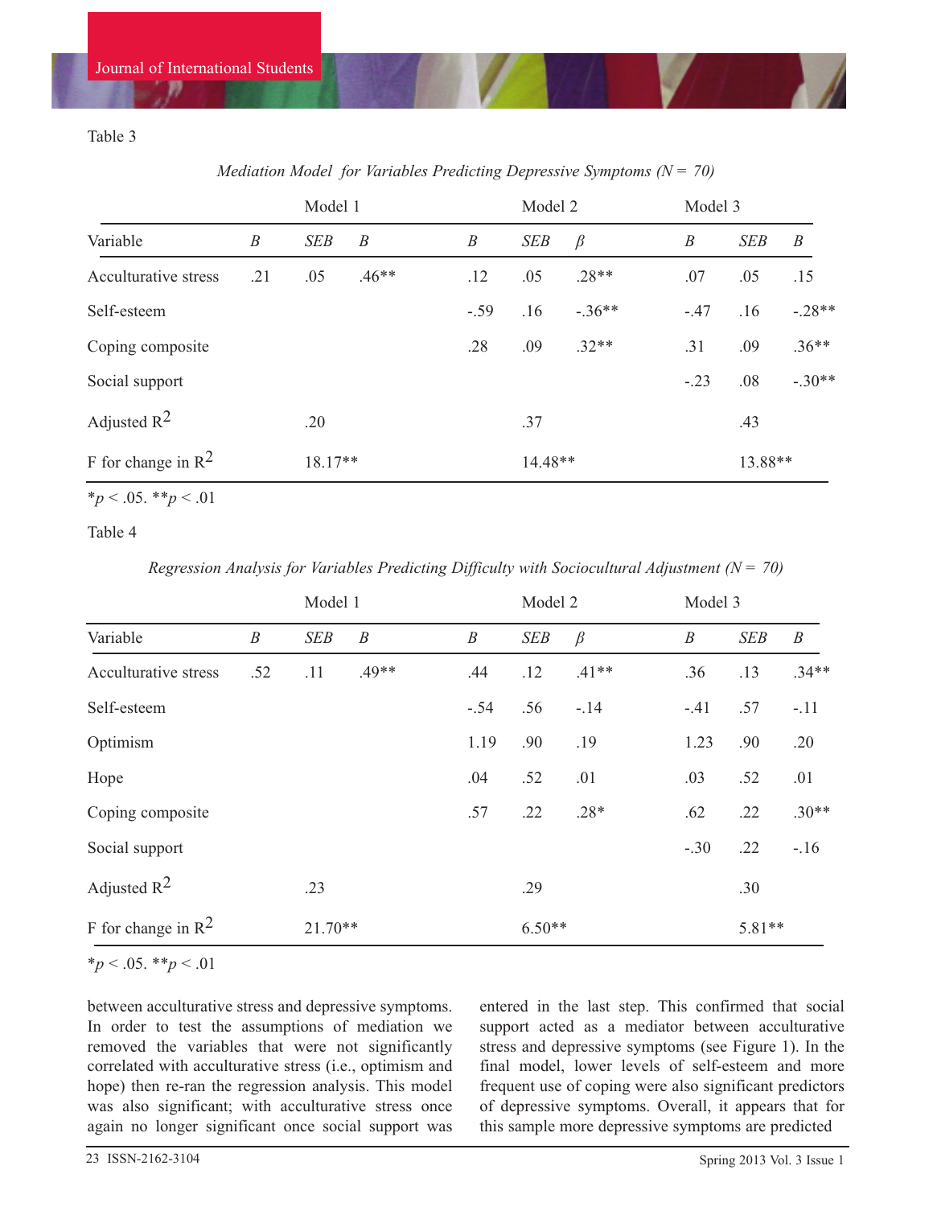Table 3

*Mediation Model for Variables Predicting Depressive Symptoms (N = 70)*

| | Model 1 | | | Model 2 | | | Model 3 | | |
|---|---|---|---|---|---|---|---|---|---|
| Variable | *B* | *SEB* | *B* | *B* | *SEB* | *β* | *B* | *SEB* | *B* |
| Acculturative stress | .21 | .05 | .46** | .12 | .05 | .28** | .07 | .05 | .15 |
| Self-esteem | | | | -.59 | .16 | -.36** | -.47 | .16 | -.28** |
| Coping composite | | | | .28 | .09 | .32** | .31 | .09 | .36** |
| Social support | | | | | | | -.23 | .08 | -.30** |
| Adjusted $R^2$ | | .20 | | | .37 | | | .43 | |
| F for change in $R^2$ | | 18.17** | | | 14.48** | | | 13.88** | |

*$p < .05$. **$p < .01$

Table 4

*Regression Analysis for Variables Predicting Difficulty with Sociocultural Adjustment (N = 70)*

| | Model 1 | | | Model 2 | | | Model 3 | | |
|---|---|---|---|---|---|---|---|---|---|
| Variable | *B* | *SEB* | *B* | *B* | *SEB* | *β* | *B* | *SEB* | *B* |
| Acculturative stress | .52 | .11 | .49** | .44 | .12 | .41** | .36 | .13 | .34** |
| Self-esteem | | | | -.54 | .56 | -.14 | -.41 | .57 | -.11 |
| Optimism | | | | 1.19 | .90 | .19 | 1.23 | .90 | .20 |
| Hope | | | | .04 | .52 | .01 | .03 | .52 | .01 |
| Coping composite | | | | .57 | .22 | .28* | .62 | .22 | .30** |
| Social support | | | | | | | -.30 | .22 | -.16 |
| Adjusted $R^2$ | | .23 | | | .29 | | | .30 | |
| F for change in $R^2$ | | 21.70** | | | 6.50** | | | 5.81** | |

*$p < .05$. **$p < .01$

between acculturative stress and depressive symptoms. In order to test the assumptions of mediation we removed the variables that were not significantly correlated with acculturative stress (i.e., optimism and hope) then re-ran the regression analysis. This model was also significant; with acculturative stress once again no longer significant once social support was entered in the last step. This confirmed that social support acted as a mediator between acculturative stress and depressive symptoms (see Figure 1). In the final model, lower levels of self-esteem and more frequent use of coping were also significant predictors of depressive symptoms. Overall, it appears that for this sample more depressive symptoms are predicted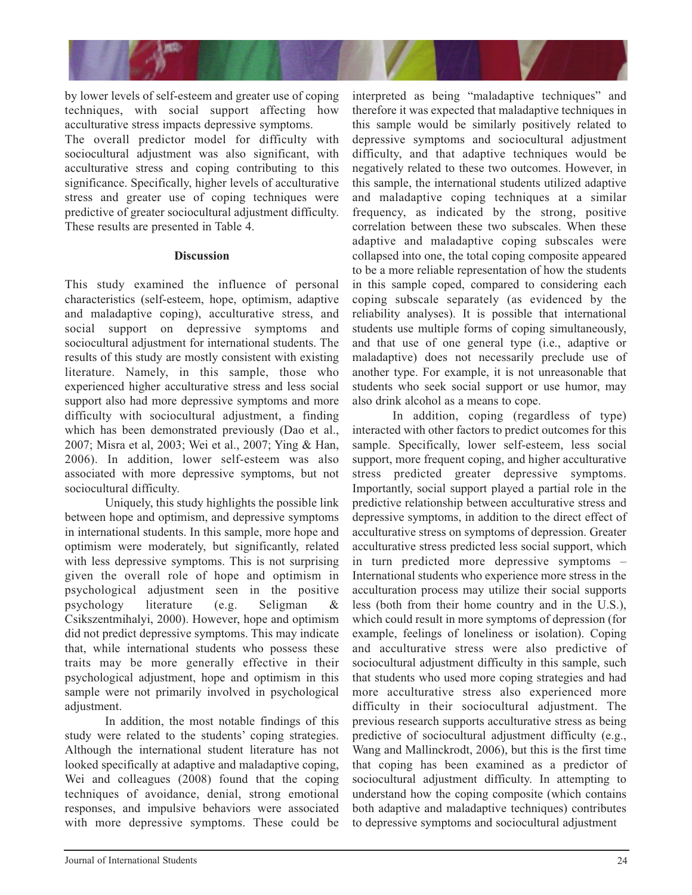by lower levels of self-esteem and greater use of coping techniques, with social support affecting how acculturative stress impacts depressive symptoms.

The overall predictor model for difficulty with sociocultural adjustment was also significant, with acculturative stress and coping contributing to this significance. Specifically, higher levels of acculturative stress and greater use of coping techniques were predictive of greater sociocultural adjustment difficulty. These results are presented in Table 4.

## Discussion

This study examined the influence of personal characteristics (self-esteem, hope, optimism, adaptive and maladaptive coping), acculturative stress, and social support on depressive symptoms and sociocultural adjustment for international students. The results of this study are mostly consistent with existing literature. Namely, in this sample, those who experienced higher acculturative stress and less social support also had more depressive symptoms and more difficulty with sociocultural adjustment, a finding which has been demonstrated previously (Dao et al., 2007; Misra et al, 2003; Wei et al., 2007; Ying & Han, 2006). In addition, lower self-esteem was also associated with more depressive symptoms, but not sociocultural difficulty.

Uniquely, this study highlights the possible link between hope and optimism, and depressive symptoms in international students. In this sample, more hope and optimism were moderately, but significantly, related with less depressive symptoms. This is not surprising given the overall role of hope and optimism in psychological adjustment seen in the positive psychology literature (e.g. Seligman & Csikszentmihalyi, 2000). However, hope and optimism did not predict depressive symptoms. This may indicate that, while international students who possess these traits may be more generally effective in their psychological adjustment, hope and optimism in this sample were not primarily involved in psychological adjustment.

In addition, the most notable findings of this study were related to the students' coping strategies. Although the international student literature has not looked specifically at adaptive and maladaptive coping, Wei and colleagues (2008) found that the coping techniques of avoidance, denial, strong emotional responses, and impulsive behaviors were associated with more depressive symptoms. These could be interpreted as being "maladaptive techniques" and therefore it was expected that maladaptive techniques in this sample would be similarly positively related to depressive symptoms and sociocultural adjustment difficulty, and that adaptive techniques would be negatively related to these two outcomes. However, in this sample, the international students utilized adaptive and maladaptive coping techniques at a similar frequency, as indicated by the strong, positive correlation between these two subscales. When these adaptive and maladaptive coping subscales were collapsed into one, the total coping composite appeared to be a more reliable representation of how the students in this sample coped, compared to considering each coping subscale separately (as evidenced by the reliability analyses). It is possible that international students use multiple forms of coping simultaneously, and that use of one general type (i.e., adaptive or maladaptive) does not necessarily preclude use of another type. For example, it is not unreasonable that students who seek social support or use humor, may also drink alcohol as a means to cope.

In addition, coping (regardless of type) interacted with other factors to predict outcomes for this sample. Specifically, lower self-esteem, less social support, more frequent coping, and higher acculturative stress predicted greater depressive symptoms. Importantly, social support played a partial role in the predictive relationship between acculturative stress and depressive symptoms, in addition to the direct effect of acculturative stress on symptoms of depression. Greater acculturative stress predicted less social support, which in turn predicted more depressive symptoms – International students who experience more stress in the acculturation process may utilize their social supports less (both from their home country and in the U.S.), which could result in more symptoms of depression (for example, feelings of loneliness or isolation). Coping and acculturative stress were also predictive of sociocultural adjustment difficulty in this sample, such that students who used more coping strategies and had more acculturative stress also experienced more difficulty in their sociocultural adjustment. The previous research supports acculturative stress as being predictive of sociocultural adjustment difficulty (e.g., Wang and Mallinckrodt, 2006), but this is the first time that coping has been examined as a predictor of sociocultural adjustment difficulty. In attempting to understand how the coping composite (which contains both adaptive and maladaptive techniques) contributes to depressive symptoms and sociocultural adjustment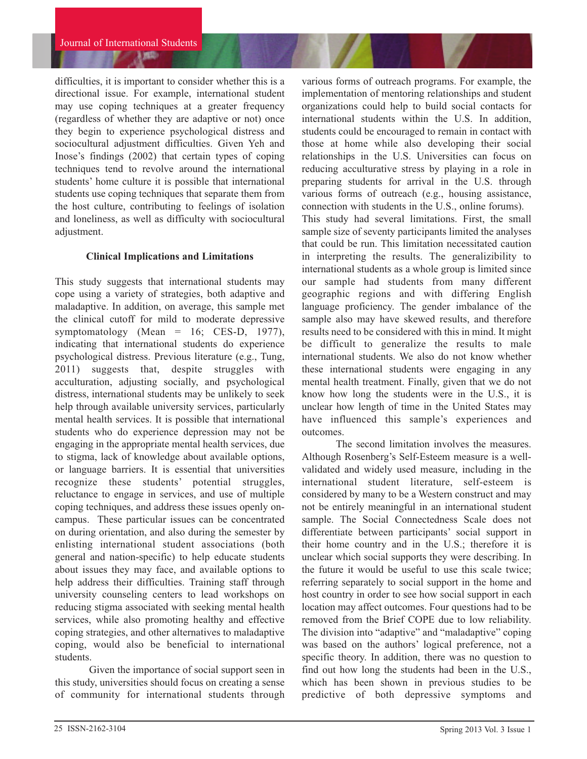difficulties, it is important to consider whether this is a directional issue. For example, international student may use coping techniques at a greater frequency (regardless of whether they are adaptive or not) once they begin to experience psychological distress and sociocultural adjustment difficulties. Given Yeh and Inose's findings (2002) that certain types of coping techniques tend to revolve around the international students' home culture it is possible that international students use coping techniques that separate them from the host culture, contributing to feelings of isolation and loneliness, as well as difficulty with sociocultural adjustment.

### Clinical Implications and Limitations

This study suggests that international students may cope using a variety of strategies, both adaptive and maladaptive. In addition, on average, this sample met the clinical cutoff for mild to moderate depressive symptomatology (Mean = 16; CES-D, 1977), indicating that international students do experience psychological distress. Previous literature (e.g., Tung, 2011) suggests that, despite struggles with acculturation, adjusting socially, and psychological distress, international students may be unlikely to seek help through available university services, particularly mental health services. It is possible that international students who do experience depression may not be engaging in the appropriate mental health services, due to stigma, lack of knowledge about available options, or language barriers. It is essential that universities recognize these students' potential struggles, reluctance to engage in services, and use of multiple coping techniques, and address these issues openly on-campus. These particular issues can be concentrated on during orientation, and also during the semester by enlisting international student associations (both general and nation-specific) to help educate students about issues they may face, and available options to help address their difficulties. Training staff through university counseling centers to lead workshops on reducing stigma associated with seeking mental health services, while also promoting healthy and effective coping strategies, and other alternatives to maladaptive coping, would also be beneficial to international students.

Given the importance of social support seen in this study, universities should focus on creating a sense of community for international students through various forms of outreach programs. For example, the implementation of mentoring relationships and student organizations could help to build social contacts for international students within the U.S. In addition, students could be encouraged to remain in contact with those at home while also developing their social relationships in the U.S. Universities can focus on reducing acculturative stress by playing in a role in preparing students for arrival in the U.S. through various forms of outreach (e.g., housing assistance, connection with students in the U.S., online forums).

This study had several limitations. First, the small sample size of seventy participants limited the analyses that could be run. This limitation necessitated caution in interpreting the results. The generalizibility to international students as a whole group is limited since our sample had students from many different geographic regions and with differing English language proficiency. The gender imbalance of the sample also may have skewed results, and therefore results need to be considered with this in mind. It might be difficult to generalize the results to male international students. We also do not know whether these international students were engaging in any mental health treatment. Finally, given that we do not know how long the students were in the U.S., it is unclear how length of time in the United States may have influenced this sample's experiences and outcomes.

The second limitation involves the measures. Although Rosenberg's Self-Esteem measure is a well-validated and widely used measure, including in the international student literature, self-esteem is considered by many to be a Western construct and may not be entirely meaningful in an international student sample. The Social Connectedness Scale does not differentiate between participants' social support in their home country and in the U.S.; therefore it is unclear which social supports they were describing. In the future it would be useful to use this scale twice; referring separately to social support in the home and host country in order to see how social support in each location may affect outcomes. Four questions had to be removed from the Brief COPE due to low reliability. The division into "adaptive" and "maladaptive" coping was based on the authors' logical preference, not a specific theory. In addition, there was no question to find out how long the students had been in the U.S., which has been shown in previous studies to be predictive of both depressive symptoms and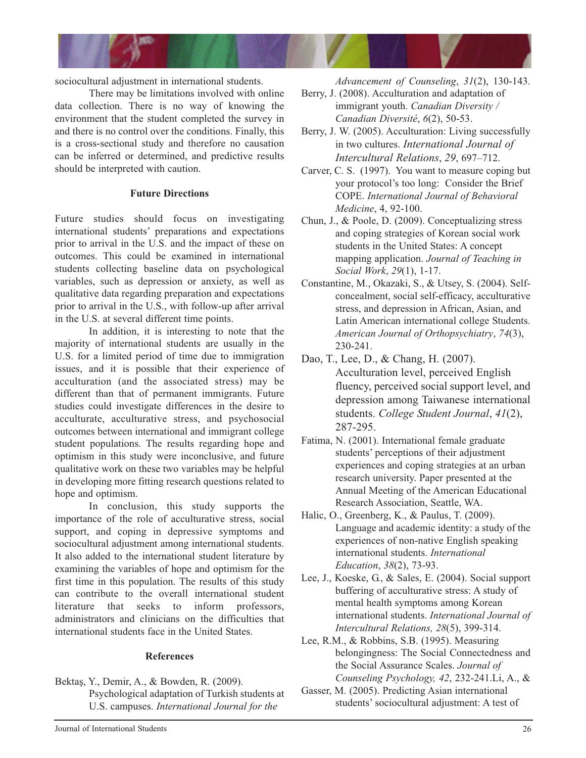sociocultural adjustment in international students.

There may be limitations involved with online data collection. There is no way of knowing the environment that the student completed the survey in and there is no control over the conditions. Finally, this is a cross-sectional study and therefore no causation can be inferred or determined, and predictive results should be interpreted with caution.

### Future Directions

Future studies should focus on investigating international students' preparations and expectations prior to arrival in the U.S. and the impact of these on outcomes. This could be examined in international students collecting baseline data on psychological variables, such as depression or anxiety, as well as qualitative data regarding preparation and expectations prior to arrival in the U.S., with follow-up after arrival in the U.S. at several different time points.

In addition, it is interesting to note that the majority of international students are usually in the U.S. for a limited period of time due to immigration issues, and it is possible that their experience of acculturation (and the associated stress) may be different than that of permanent immigrants. Future studies could investigate differences in the desire to acculturate, acculturative stress, and psychosocial outcomes between international and immigrant college student populations. The results regarding hope and optimism in this study were inconclusive, and future qualitative work on these two variables may be helpful in developing more fitting research questions related to hope and optimism.

In conclusion, this study supports the importance of the role of acculturative stress, social support, and coping in depressive symptoms and sociocultural adjustment among international students. It also added to the international student literature by examining the variables of hope and optimism for the first time in this population. The results of this study can contribute to the overall international student literature that seeks to inform professors, administrators and clinicians on the difficulties that international students face in the United States.

### References

Bektaş, Y., Demir, A., & Bowden, R. (2009). Psychological adaptation of Turkish students at U.S. campuses. *International Journal for the Advancement of Counseling*, *31*(2), 130-143.

Berry, J. (2008). Acculturation and adaptation of immigrant youth. *Canadian Diversity / Canadian Diversité*, *6*(2), 50-53.

Berry, J. W. (2005). Acculturation: Living successfully in two cultures. *International Journal of Intercultural Relations*, *29*, 697–712.

Carver, C. S. (1997). You want to measure coping but your protocol's too long: Consider the Brief COPE. *International Journal of Behavioral Medicine*, 4, 92-100.

Chun, J., & Poole, D. (2009). Conceptualizing stress and coping strategies of Korean social work students in the United States: A concept mapping application. *Journal of Teaching in Social Work*, *29*(1), 1-17.

Constantine, M., Okazaki, S., & Utsey, S. (2004). Self-concealment, social self-efficacy, acculturative stress, and depression in African, Asian, and Latin American international college Students. *American Journal of Orthopsychiatry*, *74*(3), 230-241.

Dao, T., Lee, D., & Chang, H. (2007). Acculturation level, perceived English fluency, perceived social support level, and depression among Taiwanese international students. *College Student Journal*, *41*(2), 287-295.

Fatima, N. (2001). International female graduate students' perceptions of their adjustment experiences and coping strategies at an urban research university. Paper presented at the Annual Meeting of the American Educational Research Association, Seattle, WA.

Halic, O., Greenberg, K., & Paulus, T. (2009). Language and academic identity: a study of the experiences of non-native English speaking international students. *International Education*, *38*(2), 73-93.

Lee, J., Koeske, G., & Sales, E. (2004). Social support buffering of acculturative stress: A study of mental health symptoms among Korean international students. *International Journal of Intercultural Relations, 28*(5), 399-314.

Lee, R.M., & Robbins, S.B. (1995). Measuring belongingness: The Social Connectedness and the Social Assurance Scales. *Journal of Counseling Psychology, 42*, 232-241.Li, A., & Gasser, M. (2005). Predicting Asian international students' sociocultural adjustment: A test of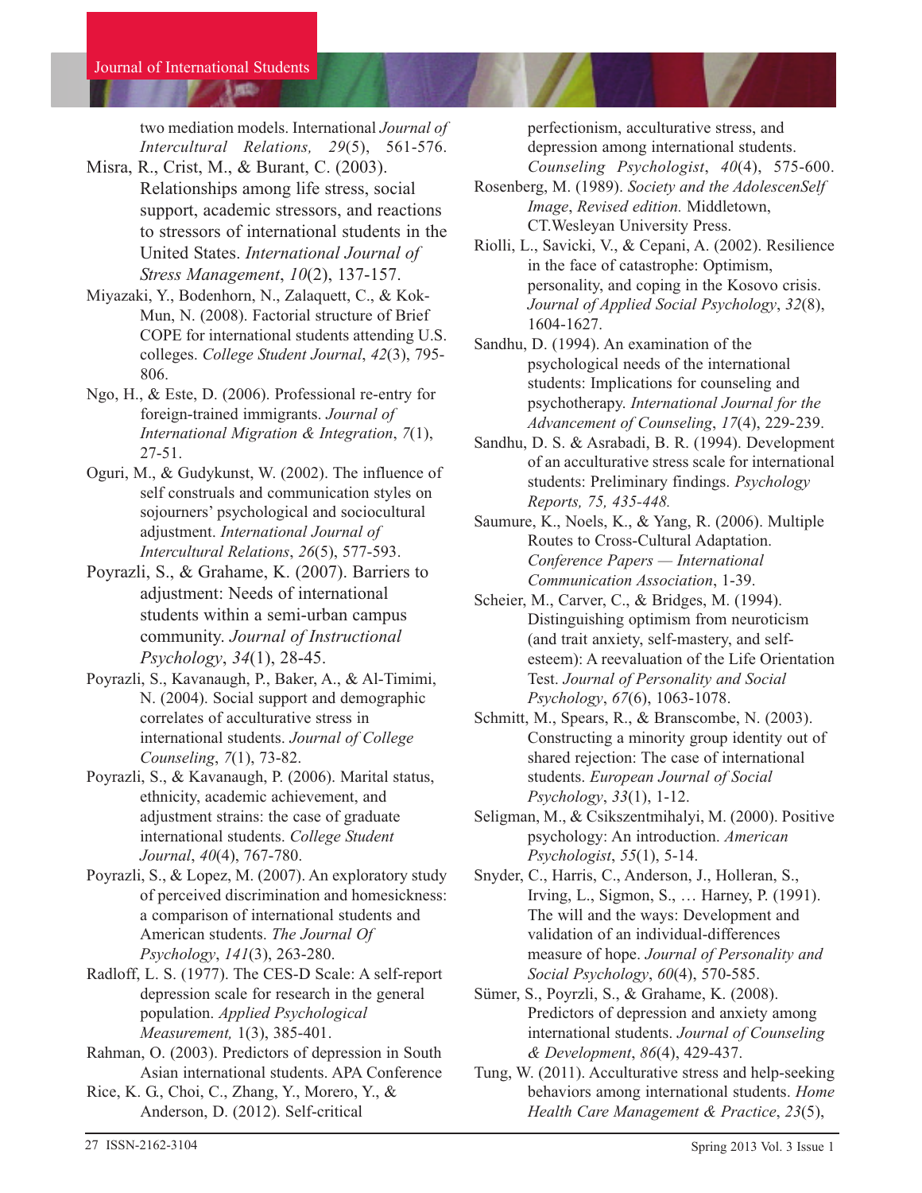two mediation models. International *Journal of Intercultural Relations, 29*(5), 561-576.

Misra, R., Crist, M., & Burant, C. (2003). Relationships among life stress, social support, academic stressors, and reactions to stressors of international students in the United States. *International Journal of Stress Management*, *10*(2), 137-157.

Miyazaki, Y., Bodenhorn, N., Zalaquett, C., & Kok-Mun, N. (2008). Factorial structure of Brief COPE for international students attending U.S. colleges. *College Student Journal*, *42*(3), 795-806.

Ngo, H., & Este, D. (2006). Professional re-entry for foreign-trained immigrants. *Journal of International Migration & Integration*, *7*(1), 27-51.

Oguri, M., & Gudykunst, W. (2002). The influence of self construals and communication styles on sojourners' psychological and sociocultural adjustment. *International Journal of Intercultural Relations*, *26*(5), 577-593.

Poyrazli, S., & Grahame, K. (2007). Barriers to adjustment: Needs of international students within a semi-urban campus community. *Journal of Instructional Psychology*, *34*(1), 28-45.

Poyrazli, S., Kavanaugh, P., Baker, A., & Al-Timimi, N. (2004). Social support and demographic correlates of acculturative stress in international students. *Journal of College Counseling*, *7*(1), 73-82.

Poyrazli, S., & Kavanaugh, P. (2006). Marital status, ethnicity, academic achievement, and adjustment strains: the case of graduate international students. *College Student Journal*, *40*(4), 767-780.

Poyrazli, S., & Lopez, M. (2007). An exploratory study of perceived discrimination and homesickness: a comparison of international students and American students. *The Journal Of Psychology*, *141*(3), 263-280.

Radloff, L. S. (1977). The CES-D Scale: A self-report depression scale for research in the general population. *Applied Psychological Measurement,* 1(3), 385-401.

Rahman, O. (2003). Predictors of depression in South Asian international students. APA Conference

Rice, K. G., Choi, C., Zhang, Y., Morero, Y., & Anderson, D. (2012). Self-critical perfectionism, acculturative stress, and depression among international students. *Counseling Psychologist*, *40*(4), 575-600.

Rosenberg, M. (1989). *Society and the AdolescenSelf Image*, *Revised edition.* Middletown, CT.Wesleyan University Press.

Riolli, L., Savicki, V., & Cepani, A. (2002). Resilience in the face of catastrophe: Optimism, personality, and coping in the Kosovo crisis. *Journal of Applied Social Psychology*, *32*(8), 1604-1627.

Sandhu, D. (1994). An examination of the psychological needs of the international students: Implications for counseling and psychotherapy. *International Journal for the Advancement of Counseling*, *17*(4), 229-239.

Sandhu, D. S. & Asrabadi, B. R. (1994). Development of an acculturative stress scale for international students: Preliminary findings. *Psychology Reports, 75, 435-448.*

Saumure, K., Noels, K., & Yang, R. (2006). Multiple Routes to Cross-Cultural Adaptation. *Conference Papers — International Communication Association*, 1-39.

Scheier, M., Carver, C., & Bridges, M. (1994). Distinguishing optimism from neuroticism (and trait anxiety, self-mastery, and self-esteem): A reevaluation of the Life Orientation Test. *Journal of Personality and Social Psychology*, *67*(6), 1063-1078.

Schmitt, M., Spears, R., & Branscombe, N. (2003). Constructing a minority group identity out of shared rejection: The case of international students. *European Journal of Social Psychology*, *33*(1), 1-12.

Seligman, M., & Csikszentmihalyi, M. (2000). Positive psychology: An introduction. *American Psychologist*, *55*(1), 5-14.

Snyder, C., Harris, C., Anderson, J., Holleran, S., Irving, L., Sigmon, S., … Harney, P. (1991). The will and the ways: Development and validation of an individual-differences measure of hope. *Journal of Personality and Social Psychology*, *60*(4), 570-585.

Sümer, S., Poyrzli, S., & Grahame, K. (2008). Predictors of depression and anxiety among international students. *Journal of Counseling & Development*, *86*(4), 429-437.

Tung, W. (2011). Acculturative stress and help-seeking behaviors among international students. *Home Health Care Management & Practice*, *23*(5),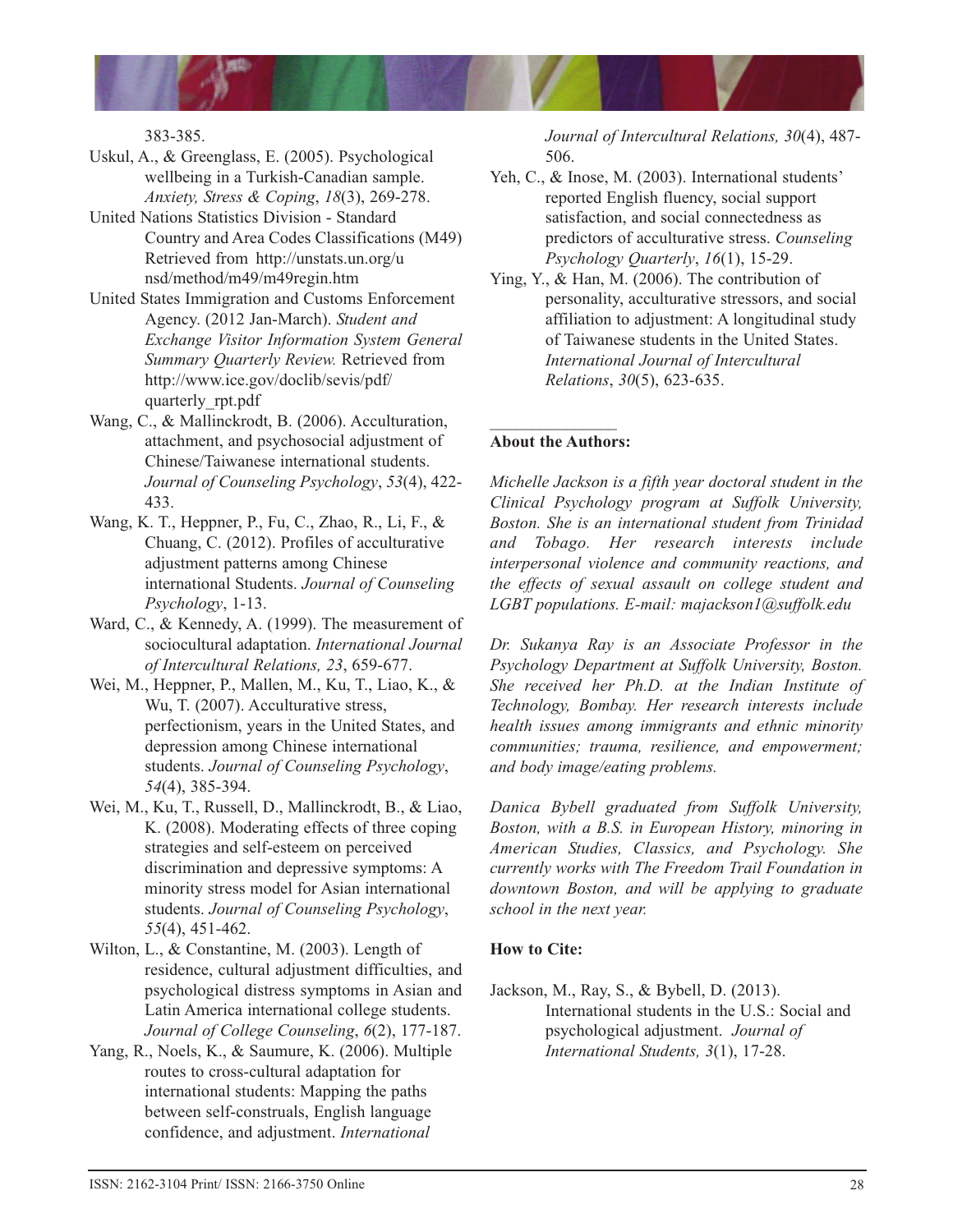383-385.

Uskul, A., & Greenglass, E. (2005). Psychological wellbeing in a Turkish-Canadian sample. *Anxiety, Stress & Coping*, *18*(3), 269-278.

United Nations Statistics Division - Standard Country and Area Codes Classifications (M49) Retrieved from http://unstats.un.org/unsd/method/m49/m49regin.htm

United States Immigration and Customs Enforcement Agency. (2012 Jan-March). *Student and Exchange Visitor Information System General Summary Quarterly Review.* Retrieved from http://www.ice.gov/doclib/sevis/pdf/quarterly_rpt.pdf

Wang, C., & Mallinckrodt, B. (2006). Acculturation, attachment, and psychosocial adjustment of Chinese/Taiwanese international students. *Journal of Counseling Psychology*, *53*(4), 422-433.

Wang, K. T., Heppner, P., Fu, C., Zhao, R., Li, F., & Chuang, C. (2012). Profiles of acculturative adjustment patterns among Chinese international Students. *Journal of Counseling Psychology*, 1-13.

Ward, C., & Kennedy, A. (1999). The measurement of sociocultural adaptation. *International Journal of Intercultural Relations, 23*, 659-677.

Wei, M., Heppner, P., Mallen, M., Ku, T., Liao, K., & Wu, T. (2007). Acculturative stress, perfectionism, years in the United States, and depression among Chinese international students. *Journal of Counseling Psychology*, *54*(4), 385-394.

Wei, M., Ku, T., Russell, D., Mallinckrodt, B., & Liao, K. (2008). Moderating effects of three coping strategies and self-esteem on perceived discrimination and depressive symptoms: A minority stress model for Asian international students. *Journal of Counseling Psychology*, *55*(4), 451-462.

Wilton, L., & Constantine, M. (2003). Length of residence, cultural adjustment difficulties, and psychological distress symptoms in Asian and Latin America international college students. *Journal of College Counseling*, *6*(2), 177-187.

Yang, R., Noels, K., & Saumure, K. (2006). Multiple routes to cross-cultural adaptation for international students: Mapping the paths between self-construals, English language confidence, and adjustment. *International Journal of Intercultural Relations, 30*(4), 487-506.

Yeh, C., & Inose, M. (2003). International students' reported English fluency, social support satisfaction, and social connectedness as predictors of acculturative stress. *Counseling Psychology Quarterly*, *16*(1), 15-29.

Ying, Y., & Han, M. (2006). The contribution of personality, acculturative stressors, and social affiliation to adjustment: A longitudinal study of Taiwanese students in the United States. *International Journal of Intercultural Relations*, *30*(5), 623-635.

---

**About the Authors:**

*Michelle Jackson is a fifth year doctoral student in the Clinical Psychology program at Suffolk University, Boston. She is an international student from Trinidad and Tobago. Her research interests include interpersonal violence and community reactions, and the effects of sexual assault on college student and LGBT populations. E-mail: majackson1@suffolk.edu*

*Dr. Sukanya Ray is an Associate Professor in the Psychology Department at Suffolk University, Boston. She received her Ph.D. at the Indian Institute of Technology, Bombay. Her research interests include health issues among immigrants and ethnic minority communities; trauma, resilience, and empowerment; and body image/eating problems.*

*Danica Bybell graduated from Suffolk University, Boston, with a B.S. in European History, minoring in American Studies, Classics, and Psychology. She currently works with The Freedom Trail Foundation in downtown Boston, and will be applying to graduate school in the next year.*

**How to Cite:**

Jackson, M., Ray, S., & Bybell, D. (2013). International students in the U.S.: Social and psychological adjustment. *Journal of International Students, 3*(1), 17-28.